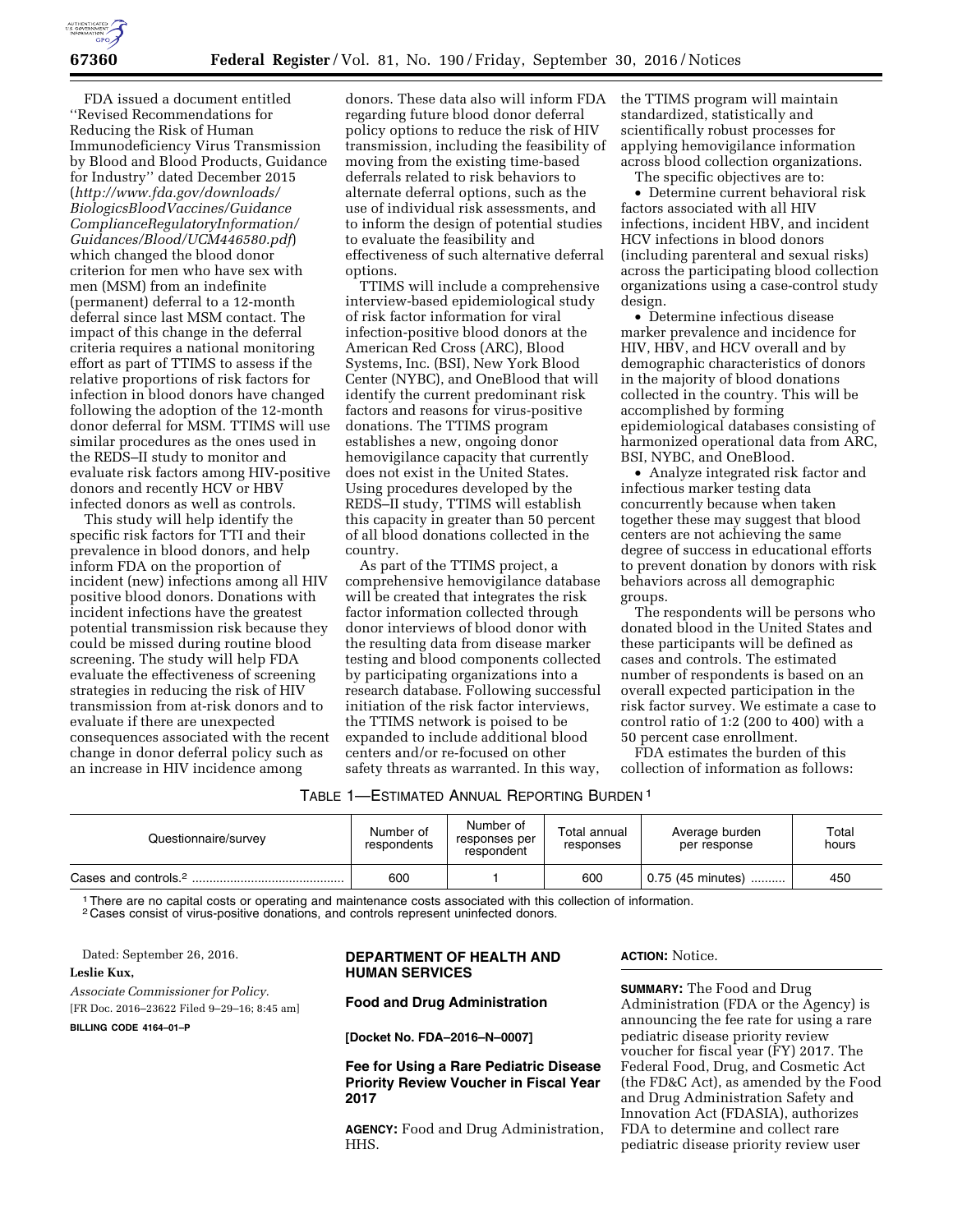FDA issued a document entitled ''Revised Recommendations for Reducing the Risk of Human Immunodeficiency Virus Transmission by Blood and Blood Products, Guidance for Industry'' dated December 2015 (*http://www.fda.gov/downloads/BiologicsBloodVaccines/GuidanceComplianceRegulatoryInformation/Guidances/Blood/UCM446580.pdf*) which changed the blood donor criterion for men who have sex with men (MSM) from an indefinite (permanent) deferral to a 12-month deferral since last MSM contact. The impact of this change in the deferral criteria requires a national monitoring effort as part of TTIMS to assess if the relative proportions of risk factors for infection in blood donors have changed following the adoption of the 12-month donor deferral for MSM. TTIMS will use similar procedures as the ones used in the REDS–II study to monitor and evaluate risk factors among HIV-positive donors and recently HCV or HBV infected donors as well as controls.

This study will help identify the specific risk factors for TTI and their prevalence in blood donors, and help inform FDA on the proportion of incident (new) infections among all HIV positive blood donors. Donations with incident infections have the greatest potential transmission risk because they could be missed during routine blood screening. The study will help FDA evaluate the effectiveness of screening strategies in reducing the risk of HIV transmission from at-risk donors and to evaluate if there are unexpected consequences associated with the recent change in donor deferral policy such as an increase in HIV incidence among donors. These data also will inform FDA regarding future blood donor deferral policy options to reduce the risk of HIV transmission, including the feasibility of moving from the existing time-based deferrals related to risk behaviors to alternate deferral options, such as the use of individual risk assessments, and to inform the design of potential studies to evaluate the feasibility and effectiveness of such alternative deferral options.

TTIMS will include a comprehensive interview-based epidemiological study of risk factor information for viral infection-positive blood donors at the American Red Cross (ARC), Blood Systems, Inc. (BSI), New York Blood Center (NYBC), and OneBlood that will identify the current predominant risk factors and reasons for virus-positive donations. The TTIMS program establishes a new, ongoing donor hemovigilance capacity that currently does not exist in the United States. Using procedures developed by the REDS–II study, TTIMS will establish this capacity in greater than 50 percent of all blood donations collected in the country.

As part of the TTIMS project, a comprehensive hemovigilance database will be created that integrates the risk factor information collected through donor interviews of blood donor with the resulting data from disease marker testing and blood components collected by participating organizations into a research database. Following successful initiation of the risk factor interviews, the TTIMS network is poised to be expanded to include additional blood centers and/or re-focused on other safety threats as warranted. In this way, the TTIMS program will maintain standardized, statistically and scientifically robust processes for applying hemovigilance information across blood collection organizations.

The specific objectives are to:

- Determine current behavioral risk factors associated with all HIV infections, incident HBV, and incident HCV infections in blood donors (including parenteral and sexual risks) across the participating blood collection organizations using a case-control study design.
- Determine infectious disease marker prevalence and incidence for HIV, HBV, and HCV overall and by demographic characteristics of donors in the majority of blood donations collected in the country. This will be accomplished by forming epidemiological databases consisting of harmonized operational data from ARC, BSI, NYBC, and OneBlood.
- Analyze integrated risk factor and infectious marker testing data concurrently because when taken together these may suggest that blood centers are not achieving the same degree of success in educational efforts to prevent donation by donors with risk behaviors across all demographic groups.

The respondents will be persons who donated blood in the United States and these participants will be defined as cases and controls. The estimated number of respondents is based on an overall expected participation in the risk factor survey. We estimate a case to control ratio of 1:2 (200 to 400) with a 50 percent case enrollment.

FDA estimates the burden of this collection of information as follows:

TABLE 1—ESTIMATED ANNUAL REPORTING BURDEN [1]

| Questionnaire/survey | Number of respondents | Number of responses per respondent | Total annual responses | Average burden per response | Total hours |
|---|---|---|---|---|---|
| Cases and controls.[2] | 600 | 1 | 600 | 0.75 (45 minutes) | 450 |

[1] There are no capital costs or operating and maintenance costs associated with this collection of information.
[2] Cases consist of virus-positive donations, and controls represent uninfected donors.

Dated: September 26, 2016.

**Leslie Kux,**

*Associate Commissioner for Policy.*

[FR Doc. 2016–23622 Filed 9–29–16; 8:45 am]

**BILLING CODE 4164–01–P**

**DEPARTMENT OF HEALTH AND HUMAN SERVICES**

**Food and Drug Administration**

**[Docket No. FDA–2016–N–0007]**

## Fee for Using a Rare Pediatric Disease Priority Review Voucher in Fiscal Year 2017

**AGENCY:** Food and Drug Administration, HHS.

**ACTION:** Notice.

**SUMMARY:** The Food and Drug Administration (FDA or the Agency) is announcing the fee rate for using a rare pediatric disease priority review voucher for fiscal year (FY) 2017. The Federal Food, Drug, and Cosmetic Act (the FD&C Act), as amended by the Food and Drug Administration Safety and Innovation Act (FDASIA), authorizes FDA to determine and collect rare pediatric disease priority review user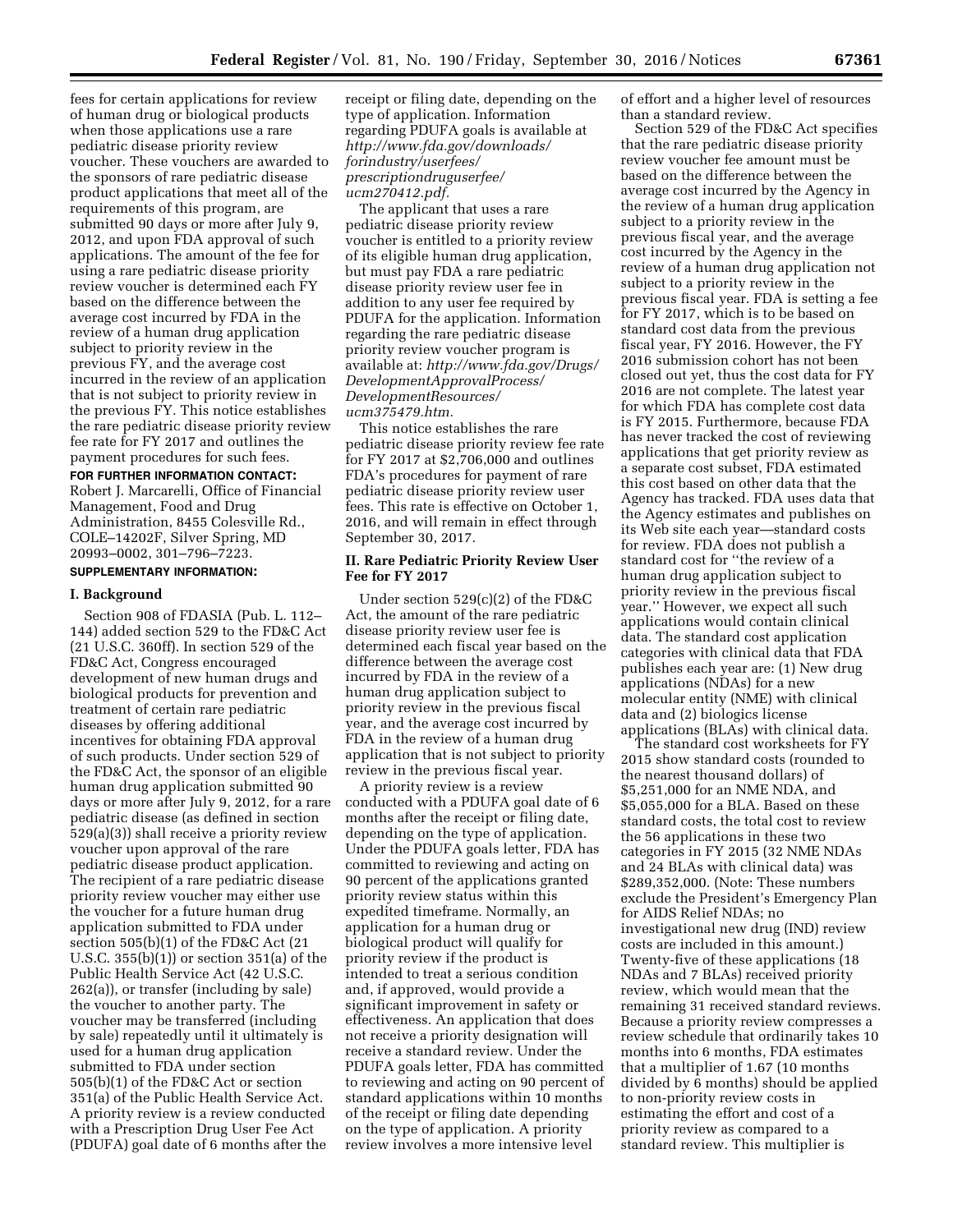fees for certain applications for review of human drug or biological products when those applications use a rare pediatric disease priority review voucher. These vouchers are awarded to the sponsors of rare pediatric disease product applications that meet all of the requirements of this program, are submitted 90 days or more after July 9, 2012, and upon FDA approval of such applications. The amount of the fee for using a rare pediatric disease priority review voucher is determined each FY based on the difference between the average cost incurred by FDA in the review of a human drug application subject to priority review in the previous FY, and the average cost incurred in the review of an application that is not subject to priority review in the previous FY. This notice establishes the rare pediatric disease priority review fee rate for FY 2017 and outlines the payment procedures for such fees.

**FOR FURTHER INFORMATION CONTACT:** Robert J. Marcarelli, Office of Financial Management, Food and Drug Administration, 8455 Colesville Rd., COLE–14202F, Silver Spring, MD 20993–0002, 301–796–7223.

**SUPPLEMENTARY INFORMATION:**

## I. Background

Section 908 of FDASIA (Pub. L. 112–144) added section 529 to the FD&C Act (21 U.S.C. 360ff). In section 529 of the FD&C Act, Congress encouraged development of new human drugs and biological products for prevention and treatment of certain rare pediatric diseases by offering additional incentives for obtaining FDA approval of such products. Under section 529 of the FD&C Act, the sponsor of an eligible human drug application submitted 90 days or more after July 9, 2012, for a rare pediatric disease (as defined in section 529(a)(3)) shall receive a priority review voucher upon approval of the rare pediatric disease product application. The recipient of a rare pediatric disease priority review voucher may either use the voucher for a future human drug application submitted to FDA under section 505(b)(1) of the FD&C Act (21 U.S.C. 355(b)(1)) or section 351(a) of the Public Health Service Act (42 U.S.C. 262(a)), or transfer (including by sale) the voucher to another party. The voucher may be transferred (including by sale) repeatedly until it ultimately is used for a human drug application submitted to FDA under section 505(b)(1) of the FD&C Act or section 351(a) of the Public Health Service Act. A priority review is a review conducted with a Prescription Drug User Fee Act (PDUFA) goal date of 6 months after the receipt or filing date, depending on the type of application. Information regarding PDUFA goals is available at *http://www.fda.gov/downloads/forindustry/userfees/prescriptiondruguserfee/ucm270412.pdf*.

The applicant that uses a rare pediatric disease priority review voucher is entitled to a priority review of its eligible human drug application, but must pay FDA a rare pediatric disease priority review user fee in addition to any user fee required by PDUFA for the application. Information regarding the rare pediatric disease priority review voucher program is available at: *http://www.fda.gov/Drugs/DevelopmentApprovalProcess/DevelopmentResources/ucm375479.htm*.

This notice establishes the rare pediatric disease priority review fee rate for FY 2017 at $2,706,000 and outlines FDA's procedures for payment of rare pediatric disease priority review user fees. This rate is effective on October 1, 2016, and will remain in effect through September 30, 2017.

## II. Rare Pediatric Priority Review User Fee for FY 2017

Under section 529(c)(2) of the FD&C Act, the amount of the rare pediatric disease priority review user fee is determined each fiscal year based on the difference between the average cost incurred by FDA in the review of a human drug application subject to priority review in the previous fiscal year, and the average cost incurred by FDA in the review of a human drug application that is not subject to priority review in the previous fiscal year.

A priority review is a review conducted with a PDUFA goal date of 6 months after the receipt or filing date, depending on the type of application. Under the PDUFA goals letter, FDA has committed to reviewing and acting on 90 percent of the applications granted priority review status within this expedited timeframe. Normally, an application for a human drug or biological product will qualify for priority review if the product is intended to treat a serious condition and, if approved, would provide a significant improvement in safety or effectiveness. An application that does not receive a priority designation will receive a standard review. Under the PDUFA goals letter, FDA has committed to reviewing and acting on 90 percent of standard applications within 10 months of the receipt or filing date depending on the type of application. A priority review involves a more intensive level of effort and a higher level of resources than a standard review.

Section 529 of the FD&C Act specifies that the rare pediatric disease priority review voucher fee amount must be based on the difference between the average cost incurred by the Agency in the review of a human drug application subject to a priority review in the previous fiscal year, and the average cost incurred by the Agency in the review of a human drug application not subject to a priority review in the previous fiscal year. FDA is setting a fee for FY 2017, which is to be based on standard cost data from the previous fiscal year, FY 2016. However, the FY 2016 submission cohort has not been closed out yet, thus the cost data for FY 2016 are not complete. The latest year for which FDA has complete cost data is FY 2015. Furthermore, because FDA has never tracked the cost of reviewing applications that get priority review as a separate cost subset, FDA estimated this cost based on other data that the Agency has tracked. FDA uses data that the Agency estimates and publishes on its Web site each year—standard costs for review. FDA does not publish a standard cost for "the review of a human drug application subject to priority review in the previous fiscal year." However, we expect all such applications would contain clinical data. The standard cost application categories with clinical data that FDA publishes each year are: (1) New drug applications (NDAs) for a new molecular entity (NME) with clinical data and (2) biologics license applications (BLAs) with clinical data.

The standard cost worksheets for FY 2015 show standard costs (rounded to the nearest thousand dollars) of $5,251,000 for an NME NDA, and $5,055,000 for a BLA. Based on these standard costs, the total cost to review the 56 applications in these two categories in FY 2015 (32 NME NDAs and 24 BLAs with clinical data) was $289,352,000. (Note: These numbers exclude the President's Emergency Plan for AIDS Relief NDAs; no investigational new drug (IND) review costs are included in this amount.) Twenty-five of these applications (18 NDAs and 7 BLAs) received priority review, which would mean that the remaining 31 received standard reviews. Because a priority review compresses a review schedule that ordinarily takes 10 months into 6 months, FDA estimates that a multiplier of 1.67 (10 months divided by 6 months) should be applied to non-priority review costs in estimating the effort and cost of a priority review as compared to a standard review. This multiplier is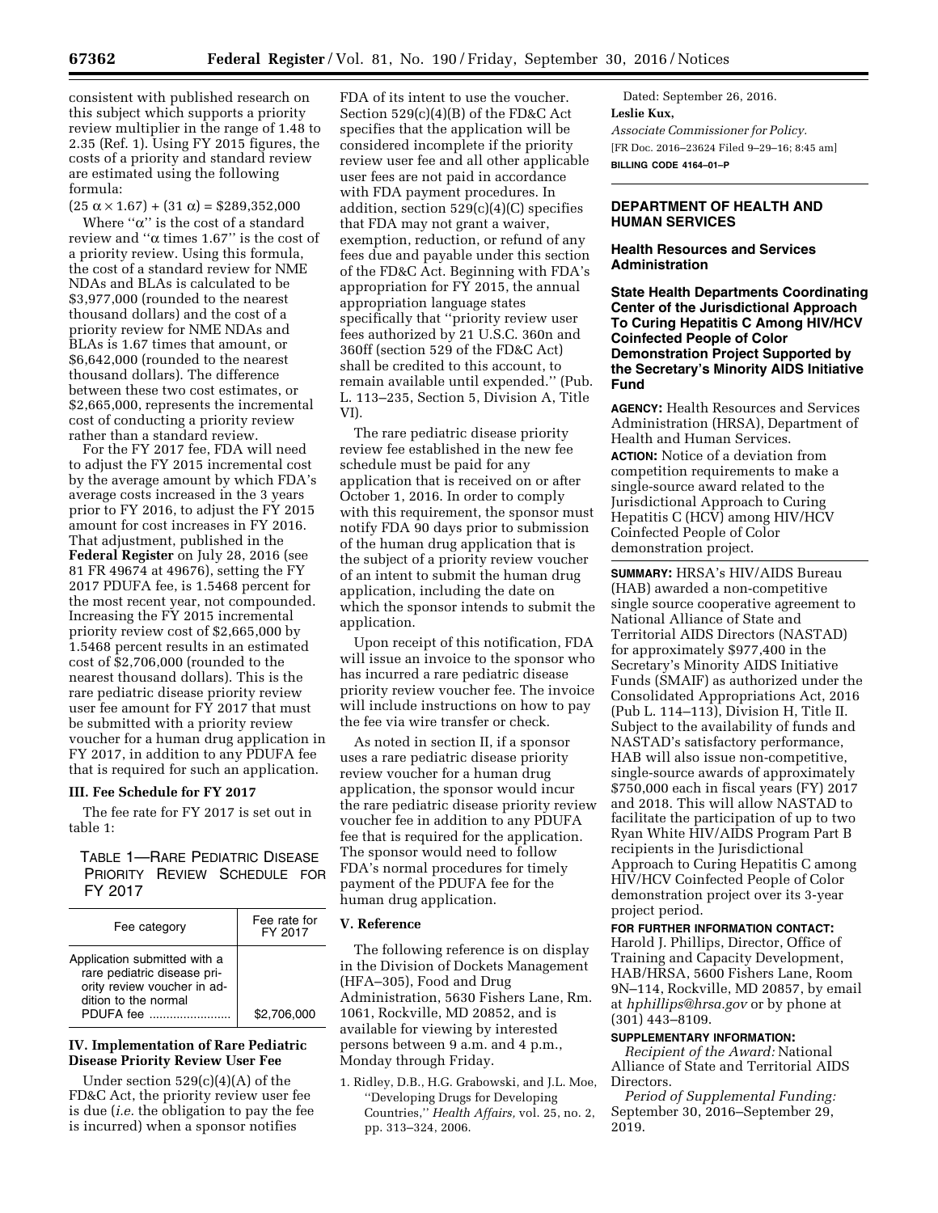consistent with published research on this subject which supports a priority review multiplier in the range of 1.48 to 2.35 (Ref. 1). Using FY 2015 figures, the costs of a priority and standard review are estimated using the following formula:

$(25\ \alpha \times 1.67) + (31\ \alpha) = \$289{,}352{,}000$

Where "$\alpha$" is the cost of a standard review and "$\alpha$ times 1.67" is the cost of a priority review. Using this formula, the cost of a standard review for NME NDAs and BLAs is calculated to be $3,977,000 (rounded to the nearest thousand dollars) and the cost of a priority review for NME NDAs and BLAs is 1.67 times that amount, or $6,642,000 (rounded to the nearest thousand dollars). The difference between these two cost estimates, or $2,665,000, represents the incremental cost of conducting a priority review rather than a standard review.

For the FY 2017 fee, FDA will need to adjust the FY 2015 incremental cost by the average amount by which FDA's average costs increased in the 3 years prior to FY 2016, to adjust the FY 2015 amount for cost increases in FY 2016. That adjustment, published in the **Federal Register** on July 28, 2016 (see 81 FR 49674 at 49676), setting the FY 2017 PDUFA fee, is 1.5468 percent for the most recent year, not compounded. Increasing the FY 2015 incremental priority review cost of $2,665,000 by 1.5468 percent results in an estimated cost of $2,706,000 (rounded to the nearest thousand dollars). This is the rare pediatric disease priority review user fee amount for FY 2017 that must be submitted with a priority review voucher for a human drug application in FY 2017, in addition to any PDUFA fee that is required for such an application.

### III. Fee Schedule for FY 2017

The fee rate for FY 2017 is set out in table 1:

TABLE 1—RARE PEDIATRIC DISEASE PRIORITY REVIEW SCHEDULE FOR FY 2017

| Fee category | Fee rate for FY 2017 |
|---|---|
| Application submitted with a rare pediatric disease priority review voucher in addition to the normal PDUFA fee | $2,706,000 |

### IV. Implementation of Rare Pediatric Disease Priority Review User Fee

Under section 529(c)(4)(A) of the FD&C Act, the priority review user fee is due (*i.e.* the obligation to pay the fee is incurred) when a sponsor notifies FDA of its intent to use the voucher. Section 529(c)(4)(B) of the FD&C Act specifies that the application will be considered incomplete if the priority review user fee and all other applicable user fees are not paid in accordance with FDA payment procedures. In addition, section 529(c)(4)(C) specifies that FDA may not grant a waiver, exemption, reduction, or refund of any fees due and payable under this section of the FD&C Act. Beginning with FDA's appropriation for FY 2015, the annual appropriation language states specifically that "priority review user fees authorized by 21 U.S.C. 360n and 360ff (section 529 of the FD&C Act) shall be credited to this account, to remain available until expended." (Pub. L. 113–235, Section 5, Division A, Title VI).

The rare pediatric disease priority review fee established in the new fee schedule must be paid for any application that is received on or after October 1, 2016. In order to comply with this requirement, the sponsor must notify FDA 90 days prior to submission of the human drug application that is the subject of a priority review voucher of an intent to submit the human drug application, including the date on which the sponsor intends to submit the application.

Upon receipt of this notification, FDA will issue an invoice to the sponsor who has incurred a rare pediatric disease priority review voucher fee. The invoice will include instructions on how to pay the fee via wire transfer or check.

As noted in section II, if a sponsor uses a rare pediatric disease priority review voucher for a human drug application, the sponsor would incur the rare pediatric disease priority review voucher fee in addition to any PDUFA fee that is required for the application. The sponsor would need to follow FDA's normal procedures for timely payment of the PDUFA fee for the human drug application.

### V. Reference

The following reference is on display in the Division of Dockets Management (HFA–305), Food and Drug Administration, 5630 Fishers Lane, Rm. 1061, Rockville, MD 20852, and is available for viewing by interested persons between 9 a.m. and 4 p.m., Monday through Friday.

1. Ridley, D.B., H.G. Grabowski, and J.L. Moe, "Developing Drugs for Developing Countries," *Health Affairs,* vol. 25, no. 2, pp. 313–324, 2006.

Dated: September 26, 2016.

**Leslie Kux,**

*Associate Commissioner for Policy.*

[FR Doc. 2016–23624 Filed 9–29–16; 8:45 am]

**BILLING CODE 4164–01–P**

---

## DEPARTMENT OF HEALTH AND HUMAN SERVICES

### Health Resources and Services Administration

### State Health Departments Coordinating Center of the Jurisdictional Approach To Curing Hepatitis C Among HIV/HCV Coinfected People of Color Demonstration Project Supported by the Secretary's Minority AIDS Initiative Fund

**AGENCY:** Health Resources and Services Administration (HRSA), Department of Health and Human Services.

**ACTION:** Notice of a deviation from competition requirements to make a single-source award related to the Jurisdictional Approach to Curing Hepatitis C (HCV) among HIV/HCV Coinfected People of Color demonstration project.

**SUMMARY:** HRSA's HIV/AIDS Bureau (HAB) awarded a non-competitive single source cooperative agreement to National Alliance of State and Territorial AIDS Directors (NASTAD) for approximately $977,400 in the Secretary's Minority AIDS Initiative Funds (SMAIF) as authorized under the Consolidated Appropriations Act, 2016 (Pub L. 114–113), Division H, Title II. Subject to the availability of funds and NASTAD's satisfactory performance, HAB will also issue non-competitive, single-source awards of approximately $750,000 each in fiscal years (FY) 2017 and 2018. This will allow NASTAD to facilitate the participation of up to two Ryan White HIV/AIDS Program Part B recipients in the Jurisdictional Approach to Curing Hepatitis C among HIV/HCV Coinfected People of Color demonstration project over its 3-year project period.

**FOR FURTHER INFORMATION CONTACT:** Harold J. Phillips, Director, Office of Training and Capacity Development, HAB/HRSA, 5600 Fishers Lane, Room 9N–114, Rockville, MD 20857, by email at *hphillips@hrsa.gov* or by phone at (301) 443–8109.

**SUPPLEMENTARY INFORMATION:**

*Recipient of the Award:* National Alliance of State and Territorial AIDS Directors.

*Period of Supplemental Funding:* September 30, 2016–September 29, 2019.